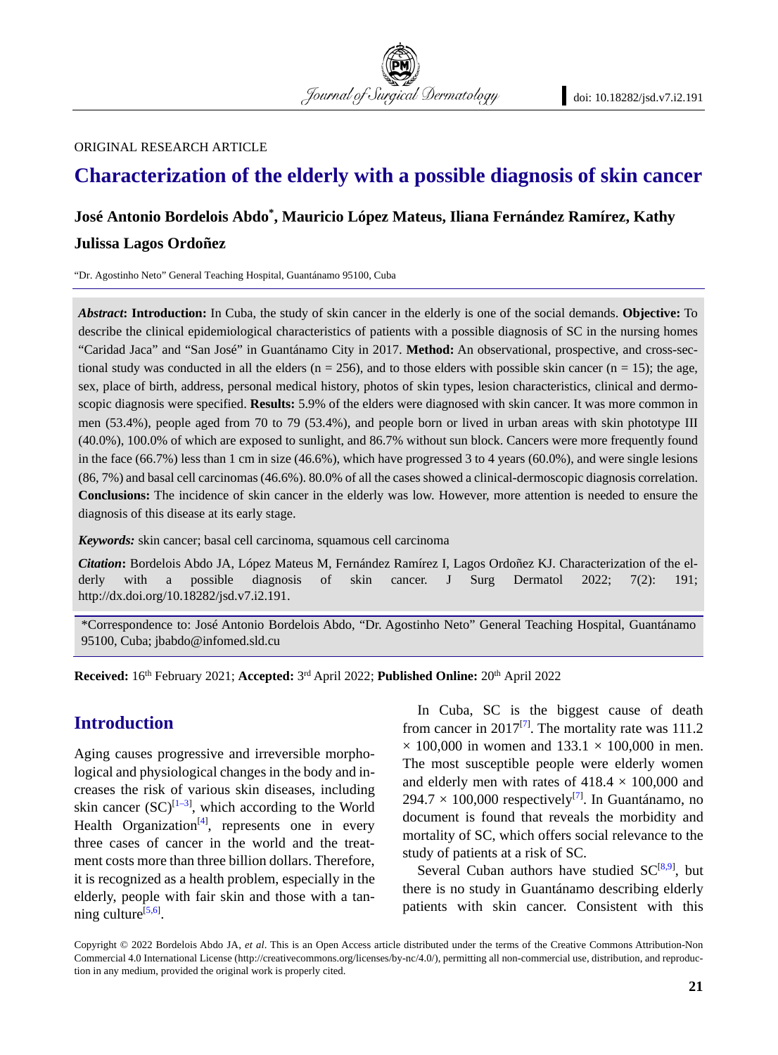ORIGINAL RESEARCH ARTICLE

# Characterization of the elderly with a possible diagnosis of skin cancer

**José Antonio Bordelois Abdo*, Mauricio López Mateus, Iliana Fernández Ramírez, Kathy Julissa Lagos Ordoñez**

"Dr. Agostinho Neto" General Teaching Hospital, Guantánamo 95100, Cuba

***Abstract*: Introduction:** In Cuba, the study of skin cancer in the elderly is one of the social demands. **Objective:** To describe the clinical epidemiological characteristics of patients with a possible diagnosis of SC in the nursing homes "Caridad Jaca" and "San José" in Guantánamo City in 2017. **Method:** An observational, prospective, and cross-sectional study was conducted in all the elders (n = 256), and to those elders with possible skin cancer (n = 15); the age, sex, place of birth, address, personal medical history, photos of skin types, lesion characteristics, clinical and dermoscopic diagnosis were specified. **Results:** 5.9% of the elders were diagnosed with skin cancer. It was more common in men (53.4%), people aged from 70 to 79 (53.4%), and people born or lived in urban areas with skin phototype III (40.0%), 100.0% of which are exposed to sunlight, and 86.7% without sun block. Cancers were more frequently found in the face (66.7%) less than 1 cm in size (46.6%), which have progressed 3 to 4 years (60.0%), and were single lesions (86, 7%) and basal cell carcinomas (46.6%). 80.0% of all the cases showed a clinical-dermoscopic diagnosis correlation. **Conclusions:** The incidence of skin cancer in the elderly was low. However, more attention is needed to ensure the diagnosis of this disease at its early stage.

***Keywords:*** skin cancer; basal cell carcinoma, squamous cell carcinoma

***Citation*:** Bordelois Abdo JA, López Mateus M, Fernández Ramírez I, Lagos Ordoñez KJ. Characterization of the elderly with a possible diagnosis of skin cancer. J Surg Dermatol 2022; 7(2): 191; http://dx.doi.org/10.18282/jsd.v7.i2.191.

*Correspondence to: José Antonio Bordelois Abdo, "Dr. Agostinho Neto" General Teaching Hospital, Guantánamo 95100, Cuba; jbabdo@infomed.sld.cu

**Received:** 16th February 2021; **Accepted:** 3rd April 2022; **Published Online:** 20th April 2022

## Introduction

Aging causes progressive and irreversible morphological and physiological changes in the body and increases the risk of various skin diseases, including skin cancer (SC)[1–3], which according to the World Health Organization[4], represents one in every three cases of cancer in the world and the treatment costs more than three billion dollars. Therefore, it is recognized as a health problem, especially in the elderly, people with fair skin and those with a tanning culture[5,6].

In Cuba, SC is the biggest cause of death from cancer in 2017[7]. The mortality rate was 111.2 $\times$ 100,000 in women and 133.1 $\times$ 100,000 in men. The most susceptible people were elderly women and elderly men with rates of 418.4 $\times$ 100,000 and 294.7 $\times$ 100,000 respectively[7]. In Guantánamo, no document is found that reveals the morbidity and mortality of SC, which offers social relevance to the study of patients at a risk of SC.

Several Cuban authors have studied SC[8,9], but there is no study in Guantánamo describing elderly patients with skin cancer. Consistent with this

Copyright © 2022 Bordelois Abdo JA, *et al*. This is an Open Access article distributed under the terms of the Creative Commons Attribution-Non Commercial 4.0 International License (http://creativecommons.org/licenses/by-nc/4.0/), permitting all non-commercial use, distribution, and reproduction in any medium, provided the original work is properly cited.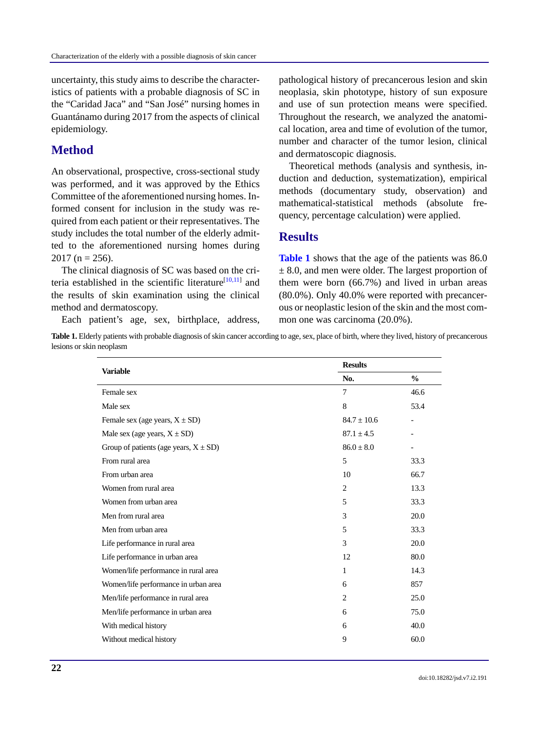uncertainty, this study aims to describe the characteristics of patients with a probable diagnosis of SC in the "Caridad Jaca" and "San José" nursing homes in Guantánamo during 2017 from the aspects of clinical epidemiology.

## Method

An observational, prospective, cross-sectional study was performed, and it was approved by the Ethics Committee of the aforementioned nursing homes. Informed consent for inclusion in the study was required from each patient or their representatives. The study includes the total number of the elderly admitted to the aforementioned nursing homes during 2017 (n = 256).

The clinical diagnosis of SC was based on the criteria established in the scientific literature[10,11] and the results of skin examination using the clinical method and dermatoscopy.

Each patient's age, sex, birthplace, address, pathological history of precancerous lesion and skin neoplasia, skin phototype, history of sun exposure and use of sun protection means were specified. Throughout the research, we analyzed the anatomical location, area and time of evolution of the tumor, number and character of the tumor lesion, clinical and dermatoscopic diagnosis.

Theoretical methods (analysis and synthesis, induction and deduction, systematization), empirical methods (documentary study, observation) and mathematical-statistical methods (absolute frequency, percentage calculation) were applied.

## Results

**Table 1** shows that the age of the patients was 86.0 ± 8.0, and men were older. The largest proportion of them were born (66.7%) and lived in urban areas (80.0%). Only 40.0% were reported with precancerous or neoplastic lesion of the skin and the most common one was carcinoma (20.0%).

**Table 1.** Elderly patients with probable diagnosis of skin cancer according to age, sex, place of birth, where they lived, history of precancerous lesions or skin neoplasm

| Variable | Results | |
|---|---|---|
| | No. | % |
| Female sex | 7 | 46.6 |
| Male sex | 8 | 53.4 |
| Female sex (age years, X ± SD) | 84.7 ± 10.6 | - |
| Male sex (age years, X ± SD) | 87.1 ± 4.5 | - |
| Group of patients (age years, X ± SD) | 86.0 ± 8.0 | - |
| From rural area | 5 | 33.3 |
| From urban area | 10 | 66.7 |
| Women from rural area | 2 | 13.3 |
| Women from urban area | 5 | 33.3 |
| Men from rural area | 3 | 20.0 |
| Men from urban area | 5 | 33.3 |
| Life performance in rural area | 3 | 20.0 |
| Life performance in urban area | 12 | 80.0 |
| Women/life performance in rural area | 1 | 14.3 |
| Women/life performance in urban area | 6 | 857 |
| Men/life performance in rural area | 2 | 25.0 |
| Men/life performance in urban area | 6 | 75.0 |
| With medical history | 6 | 40.0 |
| Without medical history | 9 | 60.0 |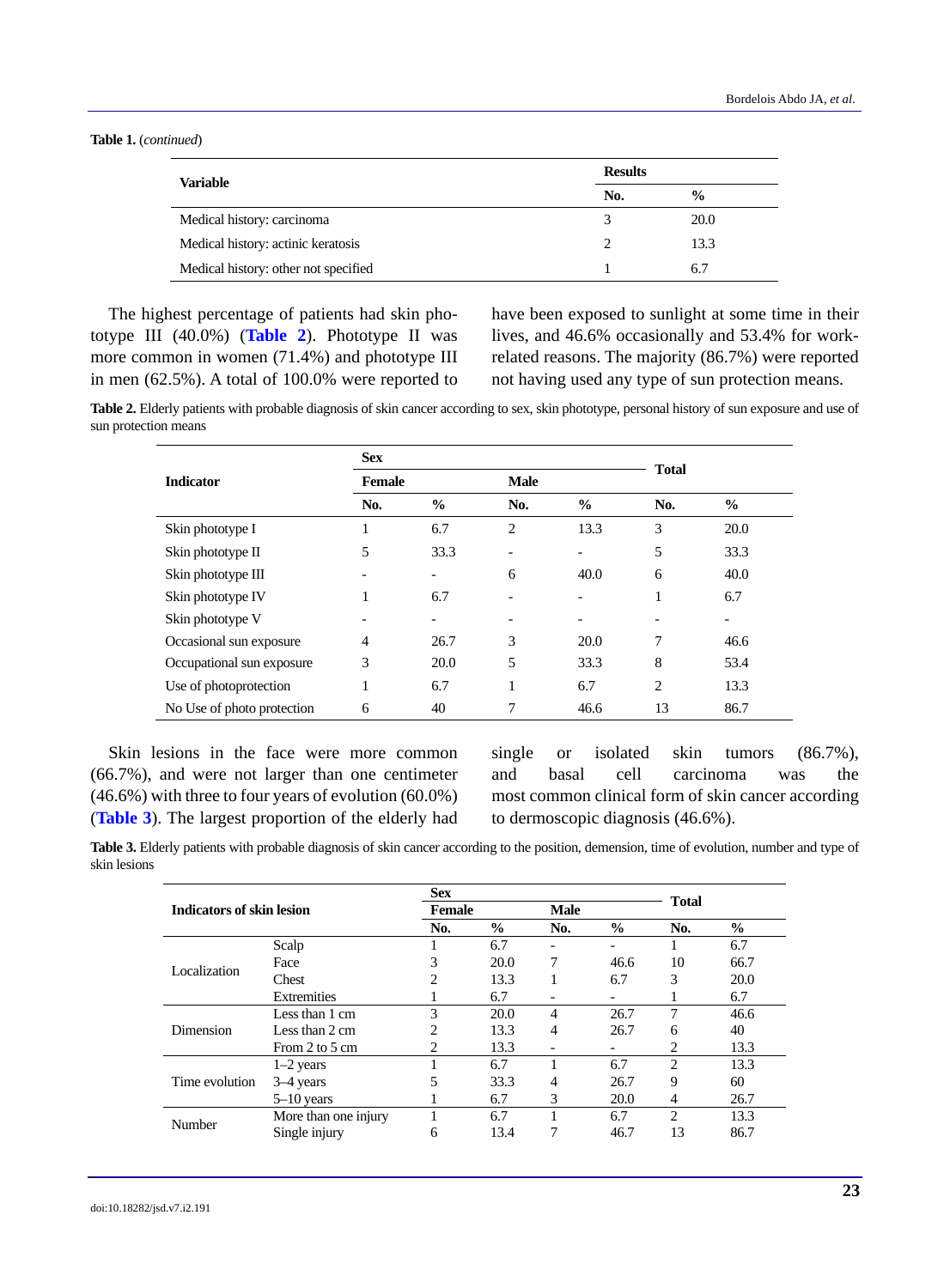**Table 1.** (*continued*)

| Variable | Results | |
|---|---|---|
| | No. | % |
| Medical history: carcinoma | 3 | 20.0 |
| Medical history: actinic keratosis | 2 | 13.3 |
| Medical history: other not specified | 1 | 6.7 |

The highest percentage of patients had skin phototype III (40.0%) (**Table 2**). Phototype II was more common in women (71.4%) and phototype III in men (62.5%). A total of 100.0% were reported to have been exposed to sunlight at some time in their lives, and 46.6% occasionally and 53.4% for work-related reasons. The majority (86.7%) were reported not having used any type of sun protection means.

**Table 2.** Elderly patients with probable diagnosis of skin cancer according to sex, skin phototype, personal history of sun exposure and use of sun protection means

| Indicator | Sex | | | | Total | |
|---|---|---|---|---|---|---|
| | Female | | Male | | | |
| | No. | % | No. | % | No. | % |
| Skin phototype I | 1 | 6.7 | 2 | 13.3 | 3 | 20.0 |
| Skin phototype II | 5 | 33.3 | - | - | 5 | 33.3 |
| Skin phototype III | - | - | 6 | 40.0 | 6 | 40.0 |
| Skin phototype IV | 1 | 6.7 | - | - | 1 | 6.7 |
| Skin phototype V | - | - | - | - | - | - |
| Occasional sun exposure | 4 | 26.7 | 3 | 20.0 | 7 | 46.6 |
| Occupational sun exposure | 3 | 20.0 | 5 | 33.3 | 8 | 53.4 |
| Use of photoprotection | 1 | 6.7 | 1 | 6.7 | 2 | 13.3 |
| No Use of photo protection | 6 | 40 | 7 | 46.6 | 13 | 86.7 |

Skin lesions in the face were more common (66.7%), and were not larger than one centimeter (46.6%) with three to four years of evolution (60.0%) (**Table 3**). The largest proportion of the elderly had single or isolated skin tumors (86.7%), and basal cell carcinoma was the most common clinical form of skin cancer according to dermoscopic diagnosis (46.6%).

**Table 3.** Elderly patients with probable diagnosis of skin cancer according to the position, demension, time of evolution, number and type of skin lesions

| Indicators of skin lesion | | Sex | | | | Total | |
|---|---|---|---|---|---|---|---|
| | | Female | | Male | | | |
| | | No. | % | No. | % | No. | % |
| Localization | Scalp | 1 | 6.7 | - | - | 1 | 6.7 |
| | Face | 3 | 20.0 | 7 | 46.6 | 10 | 66.7 |
| | Chest | 2 | 13.3 | 1 | 6.7 | 3 | 20.0 |
| | Extremities | 1 | 6.7 | - | - | 1 | 6.7 |
| Dimension | Less than 1 cm | 3 | 20.0 | 4 | 26.7 | 7 | 46.6 |
| | Less than 2 cm | 2 | 13.3 | 4 | 26.7 | 6 | 40 |
| | From 2 to 5 cm | 2 | 13.3 | - | - | 2 | 13.3 |
| Time evolution | 1–2 years | 1 | 6.7 | 1 | 6.7 | 2 | 13.3 |
| | 3–4 years | 5 | 33.3 | 4 | 26.7 | 9 | 60 |
| | 5–10 years | 1 | 6.7 | 3 | 20.0 | 4 | 26.7 |
| Number | More than one injury | 1 | 6.7 | 1 | 6.7 | 2 | 13.3 |
| | Single injury | 6 | 13.4 | 7 | 46.7 | 13 | 86.7 |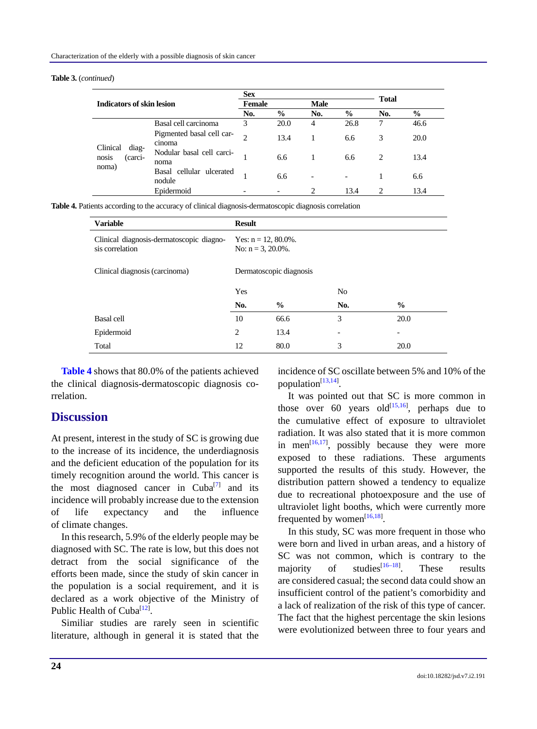**Table 3.** (*continued*)

| Indicators of skin lesion | | Sex | | | | Total | |
|---|---|---|---|---|---|---|---|
| | | Female | | Male | | | |
| | | No. | % | No. | % | No. | % |
| Clinical diagnosis (carcinoma) | Basal cell carcinoma | 3 | 20.0 | 4 | 26.8 | 7 | 46.6 |
| | Pigmented basal cell carcinoma | 2 | 13.4 | 1 | 6.6 | 3 | 20.0 |
| | Nodular basal cell carcinoma | 1 | 6.6 | 1 | 6.6 | 2 | 13.4 |
| | Basal cellular ulcerated nodule | 1 | 6.6 | - | - | 1 | 6.6 |
| | Epidermoid | - | - | 2 | 13.4 | 2 | 13.4 |

**Table 4.** Patients according to the accuracy of clinical diagnosis-dermatoscopic diagnosis correlation

| Variable | Result | | | |
|---|---|---|---|---|
| Clinical diagnosis-dermatoscopic diagnosis correlation | Yes: n = 12, 80.0%. No: n = 3, 20.0%. | | | |
| Clinical diagnosis (carcinoma) | Dermatoscopic diagnosis | | | |
| | Yes | | No | |
| | No. | % | No. | % |
| Basal cell | 10 | 66.6 | 3 | 20.0 |
| Epidermoid | 2 | 13.4 | - | - |
| Total | 12 | 80.0 | 3 | 20.0 |

**Table 4** shows that 80.0% of the patients achieved the clinical diagnosis-dermatoscopic diagnosis correlation.

## Discussion

At present, interest in the study of SC is growing due to the increase of its incidence, the underdiagnosis and the deficient education of the population for its timely recognition around the world. This cancer is the most diagnosed cancer in Cuba[7] and its incidence will probably increase due to the extension of life expectancy and the influence of climate changes.

In this research, 5.9% of the elderly people may be diagnosed with SC. The rate is low, but this does not detract from the social significance of the efforts been made, since the study of skin cancer in the population is a social requirement, and it is declared as a work objective of the Ministry of Public Health of Cuba[12].

Similiar studies are rarely seen in scientific literature, although in general it is stated that the incidence of SC oscillate between 5% and 10% of the population[13,14].

It was pointed out that SC is more common in those over 60 years old[15,16], perhaps due to the cumulative effect of exposure to ultraviolet radiation. It was also stated that it is more common in men[16,17], possibly because they were more exposed to these radiations. These arguments supported the results of this study. However, the distribution pattern showed a tendency to equalize due to recreational photoexposure and the use of ultraviolet light booths, which were currently more frequented by women[16,18].

In this study, SC was more frequent in those who were born and lived in urban areas, and a history of SC was not common, which is contrary to the majority of studies[16–18]. These results are considered casual; the second data could show an insufficient control of the patient's comorbidity and a lack of realization of the risk of this type of cancer. The fact that the highest percentage the skin lesions were evolutionized between three to four years and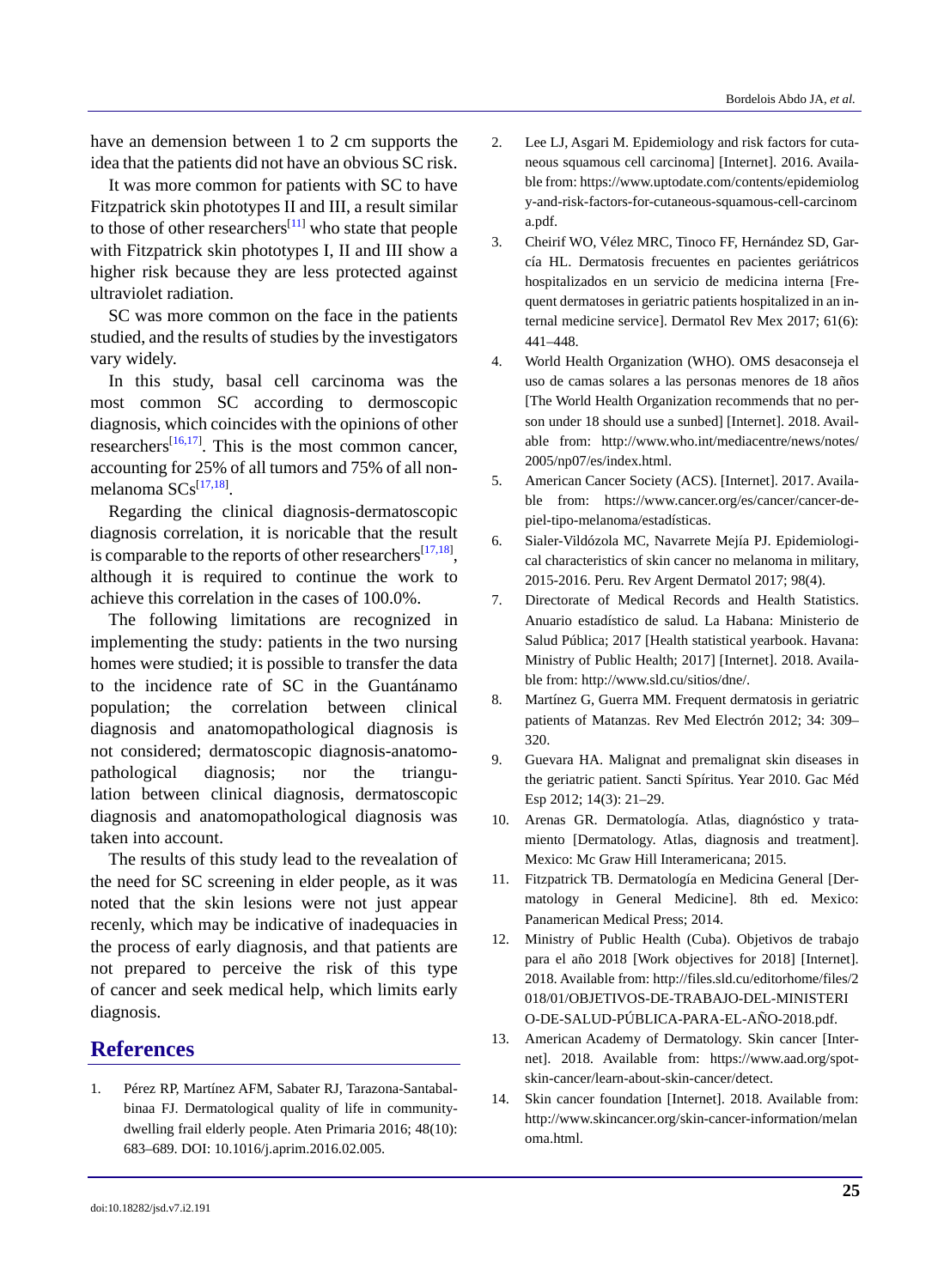have an demension between 1 to 2 cm supports the idea that the patients did not have an obvious SC risk.

It was more common for patients with SC to have Fitzpatrick skin phototypes II and III, a result similar to those of other researchers[11] who state that people with Fitzpatrick skin phototypes I, II and III show a higher risk because they are less protected against ultraviolet radiation.

SC was more common on the face in the patients studied, and the results of studies by the investigators vary widely.

In this study, basal cell carcinoma was the most common SC according to dermoscopic diagnosis, which coincides with the opinions of other researchers[16,17]. This is the most common cancer, accounting for 25% of all tumors and 75% of all non-melanoma SCs[17,18].

Regarding the clinical diagnosis-dermatoscopic diagnosis correlation, it is noricable that the result is comparable to the reports of other researchers[17,18], although it is required to continue the work to achieve this correlation in the cases of 100.0%.

The following limitations are recognized in implementing the study: patients in the two nursing homes were studied; it is possible to transfer the data to the incidence rate of SC in the Guantánamo population; the correlation between clinical diagnosis and anatomopathological diagnosis is not considered; dermatoscopic diagnosis-anatomopathological diagnosis; nor the triangulation between clinical diagnosis, dermatoscopic diagnosis and anatomopathological diagnosis was taken into account.

The results of this study lead to the revealation of the need for SC screening in elder people, as it was noted that the skin lesions were not just appear recenly, which may be indicative of inadequacies in the process of early diagnosis, and that patients are not prepared to perceive the risk of this type of cancer and seek medical help, which limits early diagnosis.

## References

1. Pérez RP, Martínez AFM, Sabater RJ, Tarazona-Santabalbinaa FJ. Dermatological quality of life in community-dwelling frail elderly people. Aten Primaria 2016; 48(10): 683–689. DOI: 10.1016/j.aprim.2016.02.005.
2. Lee LJ, Asgari M. Epidemiology and risk factors for cutaneous squamous cell carcinoma] [Internet]. 2016. Available from: https://www.uptodate.com/contents/epidemiology-and-risk-factors-for-cutaneous-squamous-cell-carcinoma.pdf.
3. Cheirif WO, Vélez MRC, Tinoco FF, Hernández SD, García HL. Dermatosis frecuentes en pacientes geriátricos hospitalizados en un servicio de medicina interna [Frequent dermatoses in geriatric patients hospitalized in an internal medicine service]. Dermatol Rev Mex 2017; 61(6): 441–448.
4. World Health Organization (WHO). OMS desaconseja el uso de camas solares a las personas menores de 18 años [The World Health Organization recommends that no person under 18 should use a sunbed] [Internet]. 2018. Available from: http://www.who.int/mediacentre/news/notes/2005/np07/es/index.html.
5. American Cancer Society (ACS). [Internet]. 2017. Available from: https://www.cancer.org/es/cancer/cancer-de-piel-tipo-melanoma/estadísticas.
6. Sialer-Vildózola MC, Navarrete Mejía PJ. Epidemiological characteristics of skin cancer no melanoma in military, 2015-2016. Peru. Rev Argent Dermatol 2017; 98(4).
7. Directorate of Medical Records and Health Statistics. Anuario estadístico de salud. La Habana: Ministerio de Salud Pública; 2017 [Health statistical yearbook. Havana: Ministry of Public Health; 2017] [Internet]. 2018. Available from: http://www.sld.cu/sitios/dne/.
8. Martínez G, Guerra MM. Frequent dermatosis in geriatric patients of Matanzas. Rev Med Electrón 2012; 34: 309–320.
9. Guevara HA. Malignat and premalignat skin diseases in the geriatric patient. Sancti Spíritus. Year 2010. Gac Méd Esp 2012; 14(3): 21–29.
10. Arenas GR. Dermatología. Atlas, diagnóstico y tratamiento [Dermatology. Atlas, diagnosis and treatment]. Mexico: Mc Graw Hill Interamericana; 2015.
11. Fitzpatrick TB. Dermatología en Medicina General [Dermatology in General Medicine]. 8th ed. Mexico: Panamerican Medical Press; 2014.
12. Ministry of Public Health (Cuba). Objetivos de trabajo para el año 2018 [Work objectives for 2018] [Internet]. 2018. Available from: http://files.sld.cu/editorhome/files/2018/01/OBJETIVOS-DE-TRABAJO-DEL-MINISTERIO-DE-SALUD-PÚBLICA-PARA-EL-AÑO-2018.pdf.
13. American Academy of Dermatology. Skin cancer [Internet]. 2018. Available from: https://www.aad.org/spot-skin-cancer/learn-about-skin-cancer/detect.
14. Skin cancer foundation [Internet]. 2018. Available from: http://www.skincancer.org/skin-cancer-information/melanoma.html.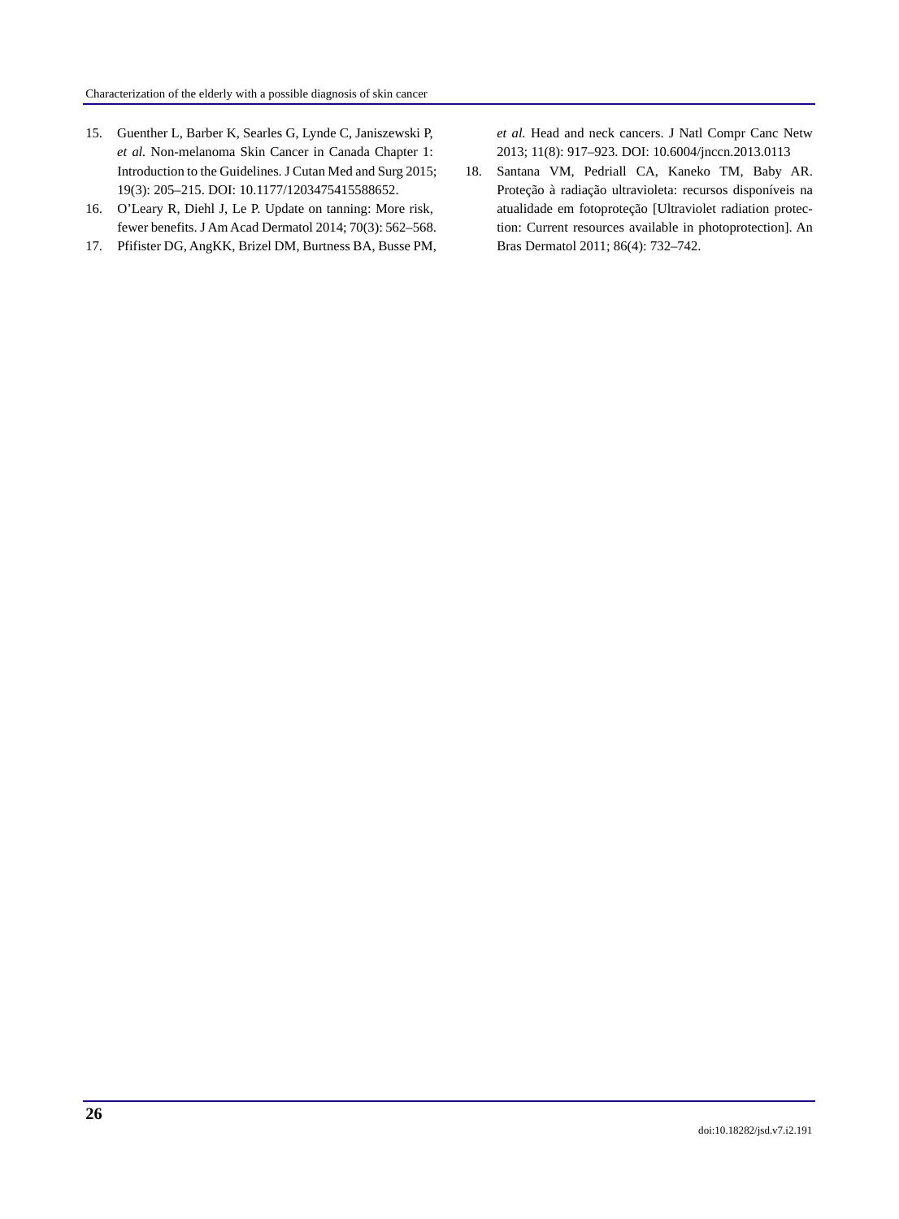15. Guenther L, Barber K, Searles G, Lynde C, Janiszewski P, *et al.* Non-melanoma Skin Cancer in Canada Chapter 1: Introduction to the Guidelines. J Cutan Med and Surg 2015; 19(3): 205–215. DOI: 10.1177/1203475415588652.
16. O'Leary R, Diehl J, Le P. Update on tanning: More risk, fewer benefits. J Am Acad Dermatol 2014; 70(3): 562–568.
17. Pfifister DG, AngKK, Brizel DM, Burtness BA, Busse PM, *et al.* Head and neck cancers. J Natl Compr Canc Netw 2013; 11(8): 917–923. DOI: 10.6004/jnccn.2013.0113
18. Santana VM, Pedriall CA, Kaneko TM, Baby AR. Proteção à radiação ultravioleta: recursos disponíveis na atualidade em fotoproteção [Ultraviolet radiation protection: Current resources available in photoprotection]. An Bras Dermatol 2011; 86(4): 732–742.